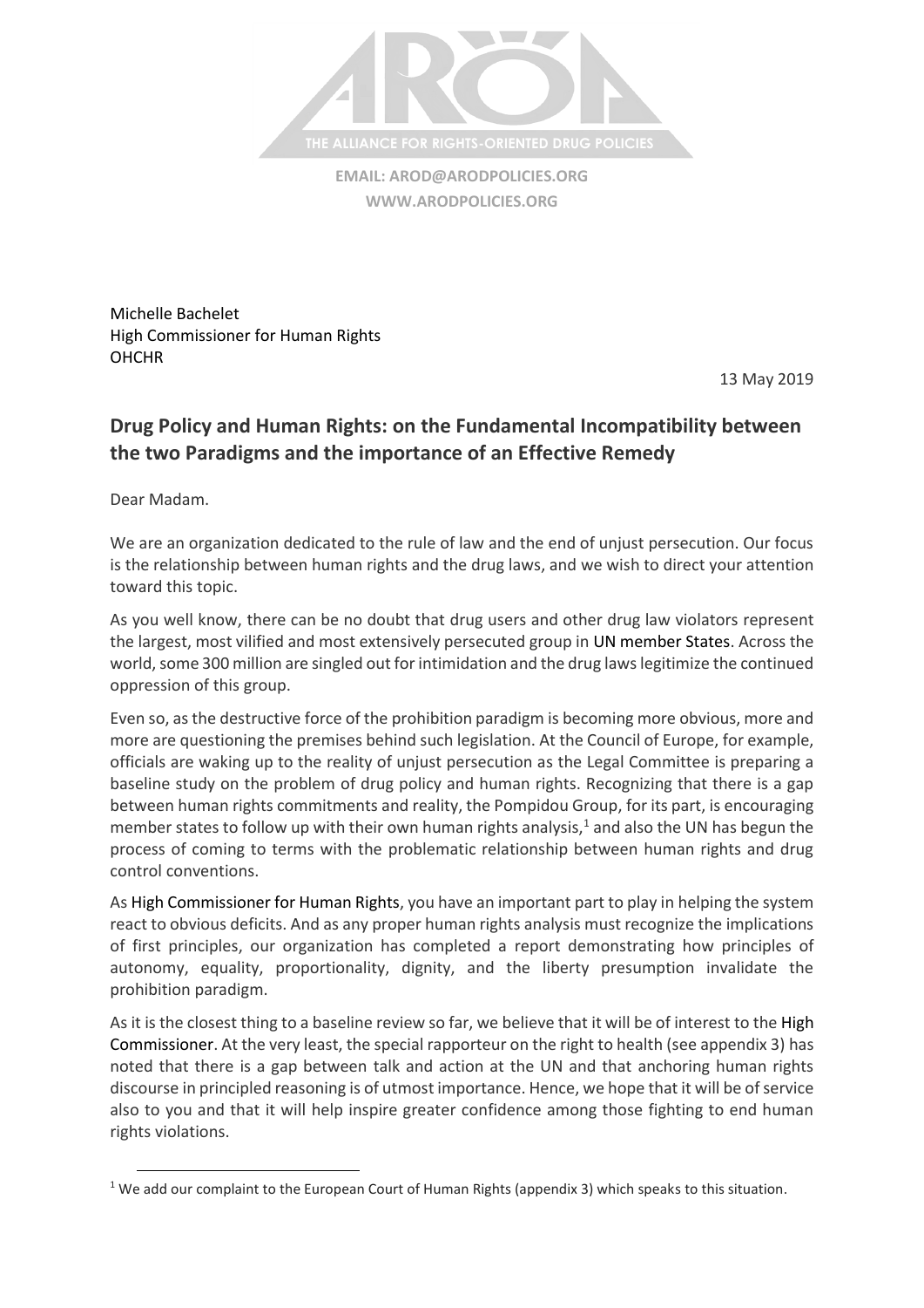THE ALLIANCE FOR RIGHTS-ORIENTED DRUG POLICIES

**EMAIL: AROD@ARODPOLICIES.ORG**
**WWW.ARODPOLICIES.ORG**

Michelle Bachelet
High Commissioner for Human Rights
OHCHR

13 May 2019

## Drug Policy and Human Rights: on the Fundamental Incompatibility between the two Paradigms and the importance of an Effective Remedy

Dear Madam.

We are an organization dedicated to the rule of law and the end of unjust persecution. Our focus is the relationship between human rights and the drug laws, and we wish to direct your attention toward this topic.

As you well know, there can be no doubt that drug users and other drug law violators represent the largest, most vilified and most extensively persecuted group in UN member States. Across the world, some 300 million are singled out for intimidation and the drug laws legitimize the continued oppression of this group.

Even so, as the destructive force of the prohibition paradigm is becoming more obvious, more and more are questioning the premises behind such legislation. At the Council of Europe, for example, officials are waking up to the reality of unjust persecution as the Legal Committee is preparing a baseline study on the problem of drug policy and human rights. Recognizing that there is a gap between human rights commitments and reality, the Pompidou Group, for its part, is encouraging member states to follow up with their own human rights analysis,[1] and also the UN has begun the process of coming to terms with the problematic relationship between human rights and drug control conventions.

As High Commissioner for Human Rights, you have an important part to play in helping the system react to obvious deficits. And as any proper human rights analysis must recognize the implications of first principles, our organization has completed a report demonstrating how principles of autonomy, equality, proportionality, dignity, and the liberty presumption invalidate the prohibition paradigm.

As it is the closest thing to a baseline review so far, we believe that it will be of interest to the High Commissioner. At the very least, the special rapporteur on the right to health (see appendix 3) has noted that there is a gap between talk and action at the UN and that anchoring human rights discourse in principled reasoning is of utmost importance. Hence, we hope that it will be of service also to you and that it will help inspire greater confidence among those fighting to end human rights violations.

---

[1] We add our complaint to the European Court of Human Rights (appendix 3) which speaks to this situation.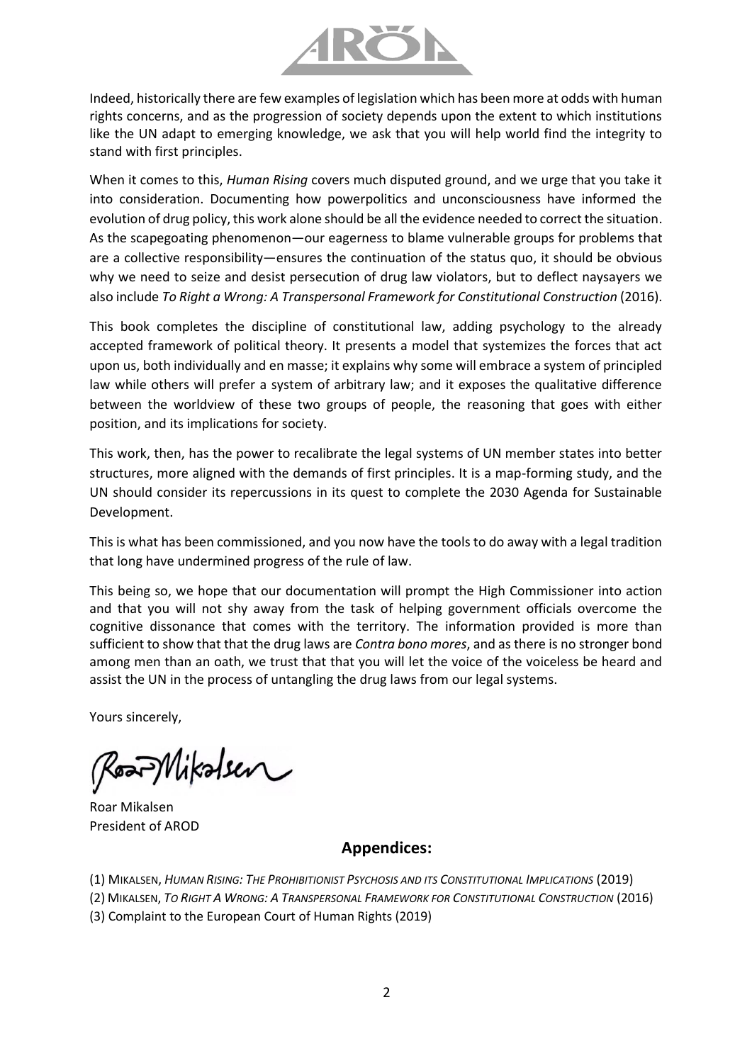Indeed, historically there are few examples of legislation which has been more at odds with human rights concerns, and as the progression of society depends upon the extent to which institutions like the UN adapt to emerging knowledge, we ask that you will help world find the integrity to stand with first principles.

When it comes to this, *Human Rising* covers much disputed ground, and we urge that you take it into consideration. Documenting how powerpolitics and unconsciousness have informed the evolution of drug policy, this work alone should be all the evidence needed to correct the situation. As the scapegoating phenomenon—our eagerness to blame vulnerable groups for problems that are a collective responsibility—ensures the continuation of the status quo, it should be obvious why we need to seize and desist persecution of drug law violators, but to deflect naysayers we also include *To Right a Wrong: A Transpersonal Framework for Constitutional Construction* (2016).

This book completes the discipline of constitutional law, adding psychology to the already accepted framework of political theory. It presents a model that systemizes the forces that act upon us, both individually and en masse; it explains why some will embrace a system of principled law while others will prefer a system of arbitrary law; and it exposes the qualitative difference between the worldview of these two groups of people, the reasoning that goes with either position, and its implications for society.

This work, then, has the power to recalibrate the legal systems of UN member states into better structures, more aligned with the demands of first principles. It is a map-forming study, and the UN should consider its repercussions in its quest to complete the 2030 Agenda for Sustainable Development.

This is what has been commissioned, and you now have the tools to do away with a legal tradition that long have undermined progress of the rule of law.

This being so, we hope that our documentation will prompt the High Commissioner into action and that you will not shy away from the task of helping government officials overcome the cognitive dissonance that comes with the territory. The information provided is more than sufficient to show that that the drug laws are *Contra bono mores*, and as there is no stronger bond among men than an oath, we trust that that you will let the voice of the voiceless be heard and assist the UN in the process of untangling the drug laws from our legal systems.

Yours sincerely,

Roar Mikalsen
President of AROD

## Appendices:

(1) Mikalsen, *Human Rising: The Prohibitionist Psychosis and its Constitutional Implications* (2019)
(2) Mikalsen, *To Right A Wrong: A Transpersonal Framework for Constitutional Construction* (2016)
(3) Complaint to the European Court of Human Rights (2019)